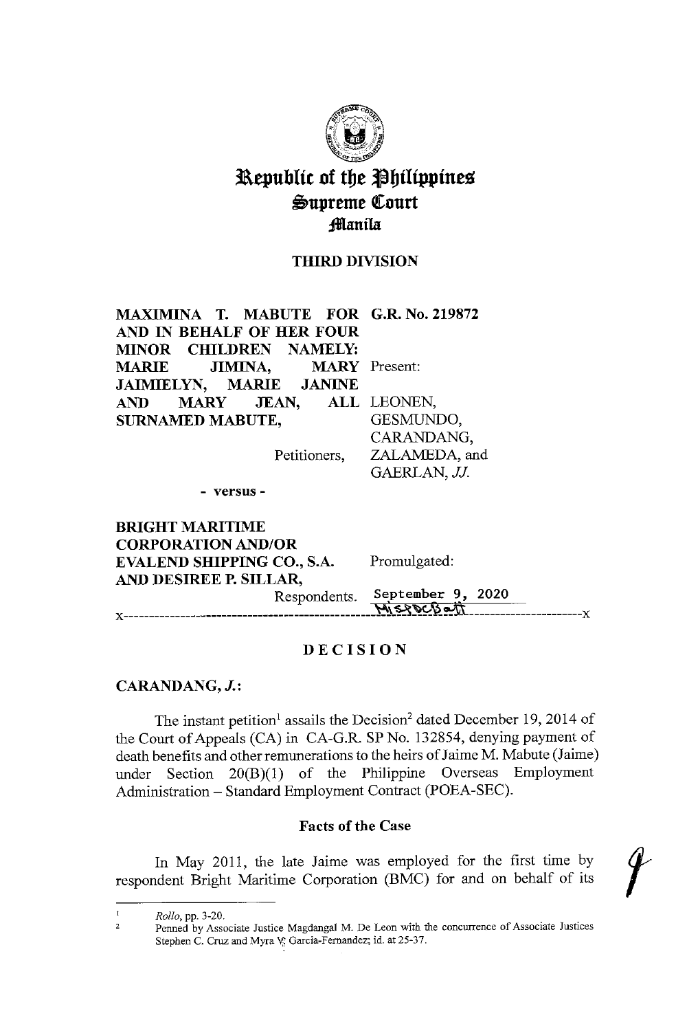# Republic of the Philippines
## Supreme Court
### Manila

**THIRD DIVISION**

**MAXIMINA T. MABUTE FOR AND IN BEHALF OF HER FOUR MINOR CHILDREN NAMELY: MARIE JIMINA, MARY JAIMIELYN, MARIE JANINE AND MARY JEAN, ALL SURNAMED MABUTE,**

Petitioners,

**G.R. No. 219872**

Present:

LEONEN,
GESMUNDO,
CARANDANG,
ZALAMEDA, and
GAERLAN, *JJ.*

- versus -

**BRIGHT MARITIME CORPORATION AND/OR EVALEND SHIPPING CO., S.A. AND DESIREE P. SILLAR,**

Respondents.

Promulgated:

**September 9, 2020**

x-----------------------------------------------------------------------------------------x

## DECISION

**CARANDANG, *J.*:**

The instant petition[1] assails the Decision[2] dated December 19, 2014 of the Court of Appeals (CA) in CA-G.R. SP No. 132854, denying payment of death benefits and other remunerations to the heirs of Jaime M. Mabute (Jaime) under Section 20(B)(1) of the Philippine Overseas Employment Administration – Standard Employment Contract (POEA-SEC).

### Facts of the Case

In May 2011, the late Jaime was employed for the first time by respondent Bright Maritime Corporation (BMC) for and on behalf of its

---

[1] *Rollo*, pp. 3-20.

[2] Penned by Associate Justice Magdangal M. De Leon with the concurrence of Associate Justices Stephen C. Cruz and Myra V. Garcia-Fernandez; id. at 25-37.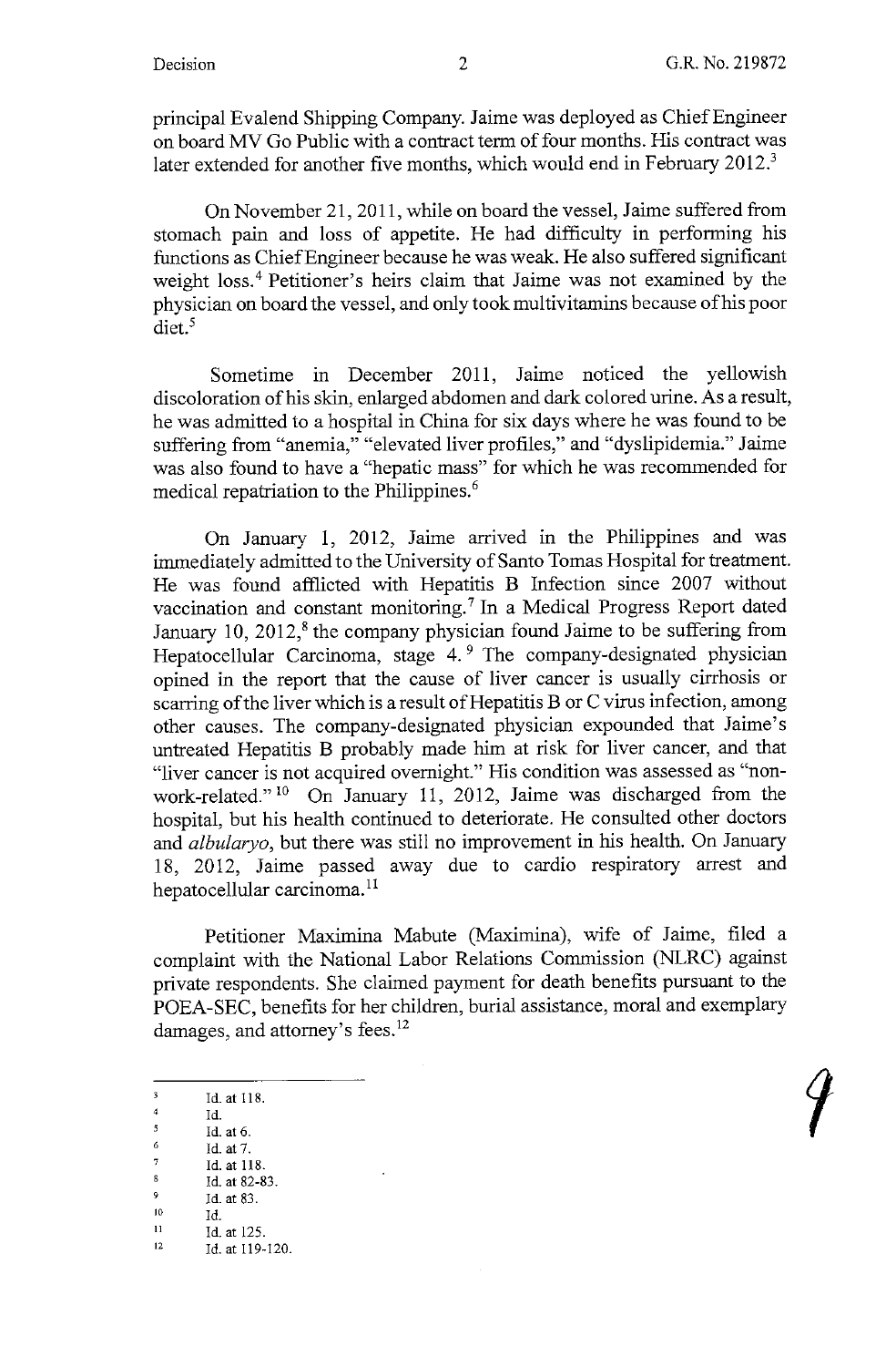principal Evalend Shipping Company. Jaime was deployed as Chief Engineer on board MV Go Public with a contract term of four months. His contract was later extended for another five months, which would end in February 2012.[3]

On November 21, 2011, while on board the vessel, Jaime suffered from stomach pain and loss of appetite. He had difficulty in performing his functions as Chief Engineer because he was weak. He also suffered significant weight loss.[4] Petitioner's heirs claim that Jaime was not examined by the physician on board the vessel, and only took multivitamins because of his poor diet.[5]

Sometime in December 2011, Jaime noticed the yellowish discoloration of his skin, enlarged abdomen and dark colored urine. As a result, he was admitted to a hospital in China for six days where he was found to be suffering from "anemia," "elevated liver profiles," and "dyslipidemia." Jaime was also found to have a "hepatic mass" for which he was recommended for medical repatriation to the Philippines.[6]

On January 1, 2012, Jaime arrived in the Philippines and was immediately admitted to the University of Santo Tomas Hospital for treatment. He was found afflicted with Hepatitis B Infection since 2007 without vaccination and constant monitoring.[7] In a Medical Progress Report dated January 10, 2012,[8] the company physician found Jaime to be suffering from Hepatocellular Carcinoma, stage 4.[9] The company-designated physician opined in the report that the cause of liver cancer is usually cirrhosis or scarring of the liver which is a result of Hepatitis B or C virus infection, among other causes. The company-designated physician expounded that Jaime's untreated Hepatitis B probably made him at risk for liver cancer, and that "liver cancer is not acquired overnight." His condition was assessed as "non-work-related."[10] On January 11, 2012, Jaime was discharged from the hospital, but his health continued to deteriorate. He consulted other doctors and *albularyo*, but there was still no improvement in his health. On January 18, 2012, Jaime passed away due to cardio respiratory arrest and hepatocellular carcinoma.[11]

Petitioner Maximina Mabute (Maximina), wife of Jaime, filed a complaint with the National Labor Relations Commission (NLRC) against private respondents. She claimed payment for death benefits pursuant to the POEA-SEC, benefits for her children, burial assistance, moral and exemplary damages, and attorney's fees.[12]

---

[3] Id. at 118.
[4] Id.
[5] Id. at 6.
[6] Id. at 7.
[7] Id. at 118.
[8] Id. at 82-83.
[9] Id. at 83.
[10] Id.
[11] Id. at 125.
[12] Id. at 119-120.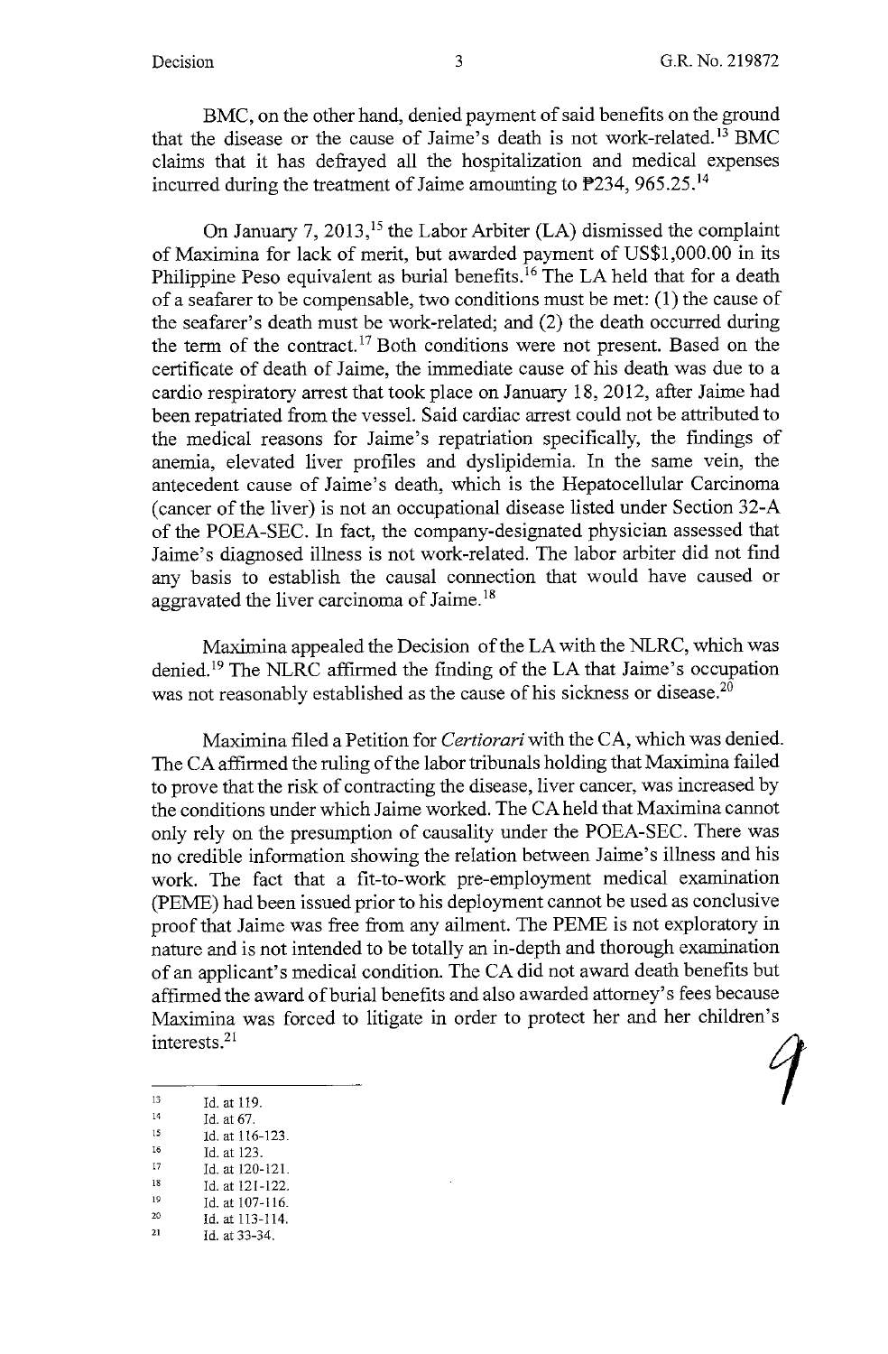BMC, on the other hand, denied payment of said benefits on the ground that the disease or the cause of Jaime's death is not work-related.[13] BMC claims that it has defrayed all the hospitalization and medical expenses incurred during the treatment of Jaime amounting to ₱234, 965.25.[14]

On January 7, 2013,[15] the Labor Arbiter (LA) dismissed the complaint of Maximina for lack of merit, but awarded payment of US$1,000.00 in its Philippine Peso equivalent as burial benefits.[16] The LA held that for a death of a seafarer to be compensable, two conditions must be met: (1) the cause of the seafarer's death must be work-related; and (2) the death occurred during the term of the contract.[17] Both conditions were not present. Based on the certificate of death of Jaime, the immediate cause of his death was due to a cardio respiratory arrest that took place on January 18, 2012, after Jaime had been repatriated from the vessel. Said cardiac arrest could not be attributed to the medical reasons for Jaime's repatriation specifically, the findings of anemia, elevated liver profiles and dyslipidemia. In the same vein, the antecedent cause of Jaime's death, which is the Hepatocellular Carcinoma (cancer of the liver) is not an occupational disease listed under Section 32-A of the POEA-SEC. In fact, the company-designated physician assessed that Jaime's diagnosed illness is not work-related. The labor arbiter did not find any basis to establish the causal connection that would have caused or aggravated the liver carcinoma of Jaime.[18]

Maximina appealed the Decision of the LA with the NLRC, which was denied.[19] The NLRC affirmed the finding of the LA that Jaime's occupation was not reasonably established as the cause of his sickness or disease.[20]

Maximina filed a Petition for *Certiorari* with the CA, which was denied. The CA affirmed the ruling of the labor tribunals holding that Maximina failed to prove that the risk of contracting the disease, liver cancer, was increased by the conditions under which Jaime worked. The CA held that Maximina cannot only rely on the presumption of causality under the POEA-SEC. There was no credible information showing the relation between Jaime's illness and his work. The fact that a fit-to-work pre-employment medical examination (PEME) had been issued prior to his deployment cannot be used as conclusive proof that Jaime was free from any ailment. The PEME is not exploratory in nature and is not intended to be totally an in-depth and thorough examination of an applicant's medical condition. The CA did not award death benefits but affirmed the award of burial benefits and also awarded attorney's fees because Maximina was forced to litigate in order to protect her and her children's interests.[21]

---

[13] Id. at 119.
[14] Id. at 67.
[15] Id. at 116-123.
[16] Id. at 123.
[17] Id. at 120-121.
[18] Id. at 121-122.
[19] Id. at 107-116.
[20] Id. at 113-114.
[21] Id. at 33-34.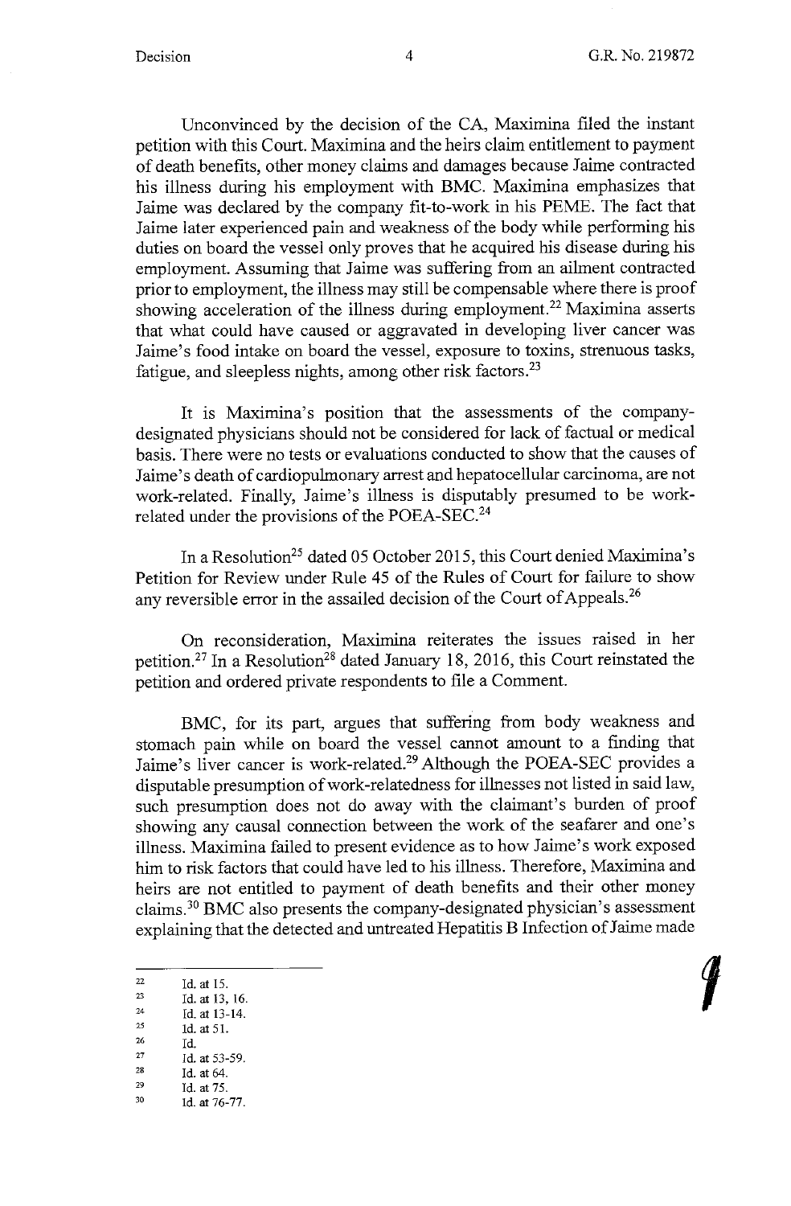Unconvinced by the decision of the CA, Maximina filed the instant petition with this Court. Maximina and the heirs claim entitlement to payment of death benefits, other money claims and damages because Jaime contracted his illness during his employment with BMC. Maximina emphasizes that Jaime was declared by the company fit-to-work in his PEME. The fact that Jaime later experienced pain and weakness of the body while performing his duties on board the vessel only proves that he acquired his disease during his employment. Assuming that Jaime was suffering from an ailment contracted prior to employment, the illness may still be compensable where there is proof showing acceleration of the illness during employment.[22] Maximina asserts that what could have caused or aggravated in developing liver cancer was Jaime's food intake on board the vessel, exposure to toxins, strenuous tasks, fatigue, and sleepless nights, among other risk factors.[23]

It is Maximina's position that the assessments of the company-designated physicians should not be considered for lack of factual or medical basis. There were no tests or evaluations conducted to show that the causes of Jaime's death of cardiopulmonary arrest and hepatocellular carcinoma, are not work-related. Finally, Jaime's illness is disputably presumed to be work-related under the provisions of the POEA-SEC.[24]

In a Resolution[25] dated 05 October 2015, this Court denied Maximina's Petition for Review under Rule 45 of the Rules of Court for failure to show any reversible error in the assailed decision of the Court of Appeals.[26]

On reconsideration, Maximina reiterates the issues raised in her petition.[27] In a Resolution[28] dated January 18, 2016, this Court reinstated the petition and ordered private respondents to file a Comment.

BMC, for its part, argues that suffering from body weakness and stomach pain while on board the vessel cannot amount to a finding that Jaime's liver cancer is work-related.[29] Although the POEA-SEC provides a disputable presumption of work-relatedness for illnesses not listed in said law, such presumption does not do away with the claimant's burden of proof showing any causal connection between the work of the seafarer and one's illness. Maximina failed to present evidence as to how Jaime's work exposed him to risk factors that could have led to his illness. Therefore, Maximina and heirs are not entitled to payment of death benefits and their other money claims.[30] BMC also presents the company-designated physician's assessment explaining that the detected and untreated Hepatitis B Infection of Jaime made

---

[22] Id. at 15.
[23] Id. at 13, 16.
[24] Id. at 13-14.
[25] Id. at 51.
[26] Id.
[27] Id. at 53-59.
[28] Id. at 64.
[29] Id. at 75.
[30] Id. at 76-77.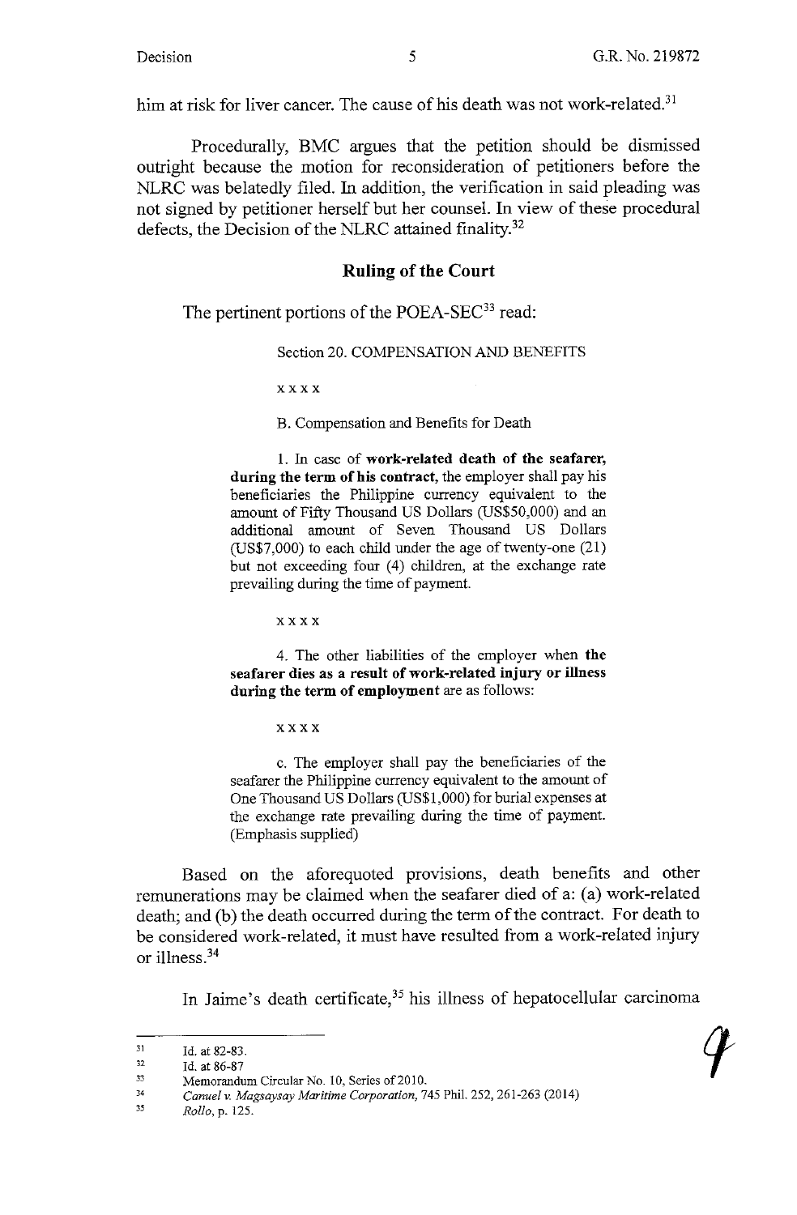him at risk for liver cancer. The cause of his death was not work-related.[31]

Procedurally, BMC argues that the petition should be dismissed outright because the motion for reconsideration of petitioners before the NLRC was belatedly filed. In addition, the verification in said pleading was not signed by petitioner herself but her counsel. In view of these procedural defects, the Decision of the NLRC attained finality.[32]

## Ruling of the Court

The pertinent portions of the POEA-SEC[33] read:

> Section 20. COMPENSATION AND BENEFITS
>
> x x x x
>
> B. Compensation and Benefits for Death
>
> 1. In case of **work-related death of the seafarer, during the term of his contract**, the employer shall pay his beneficiaries the Philippine currency equivalent to the amount of Fifty Thousand US Dollars (US$50,000) and an additional amount of Seven Thousand US Dollars (US$7,000) to each child under the age of twenty-one (21) but not exceeding four (4) children, at the exchange rate prevailing during the time of payment.
>
> x x x x
>
> 4. The other liabilities of the employer when **the seafarer dies as a result of work-related injury or illness during the term of employment** are as follows:
>
> x x x x
>
> c. The employer shall pay the beneficiaries of the seafarer the Philippine currency equivalent to the amount of One Thousand US Dollars (US$1,000) for burial expenses at the exchange rate prevailing during the time of payment. (Emphasis supplied)

Based on the aforequoted provisions, death benefits and other remunerations may be claimed when the seafarer died of a: (a) work-related death; and (b) the death occurred during the term of the contract. For death to be considered work-related, it must have resulted from a work-related injury or illness.[34]

In Jaime's death certificate,[35] his illness of hepatocellular carcinoma

---

[31] Id. at 82-83.

[32] Id. at 86-87

[33] Memorandum Circular No. 10, Series of 2010.

[34] *Canuel v. Magsaysay Maritime Corporation*, 745 Phil. 252, 261-263 (2014)

[35] *Rollo*, p. 125.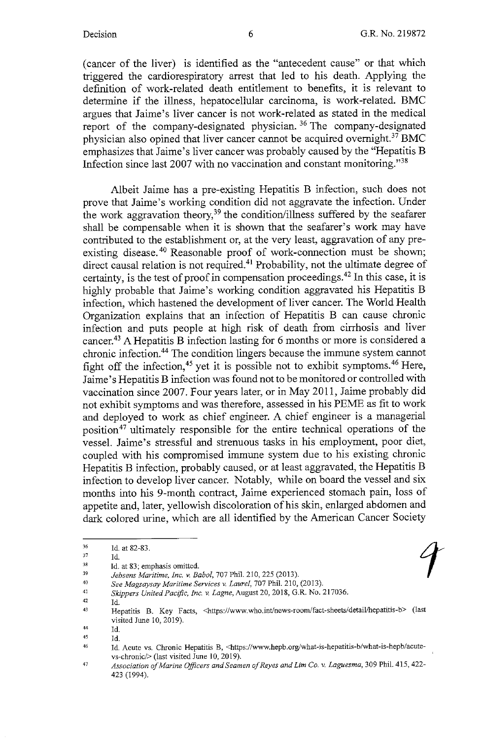(cancer of the liver) is identified as the "antecedent cause" or that which triggered the cardiorespiratory arrest that led to his death. Applying the definition of work-related death entitlement to benefits, it is relevant to determine if the illness, hepatocellular carcinoma, is work-related. BMC argues that Jaime's liver cancer is not work-related as stated in the medical report of the company-designated physician.[36] The company-designated physician also opined that liver cancer cannot be acquired overnight.[37] BMC emphasizes that Jaime's liver cancer was probably caused by the "Hepatitis B Infection since last 2007 with no vaccination and constant monitoring."[38]

Albeit Jaime has a pre-existing Hepatitis B infection, such does not prove that Jaime's working condition did not aggravate the infection. Under the work aggravation theory,[39] the condition/illness suffered by the seafarer shall be compensable when it is shown that the seafarer's work may have contributed to the establishment or, at the very least, aggravation of any pre-existing disease.[40] Reasonable proof of work-connection must be shown; direct causal relation is not required.[41] Probability, not the ultimate degree of certainty, is the test of proof in compensation proceedings.[42] In this case, it is highly probable that Jaime's working condition aggravated his Hepatitis B infection, which hastened the development of liver cancer. The World Health Organization explains that an infection of Hepatitis B can cause chronic infection and puts people at high risk of death from cirrhosis and liver cancer.[43] A Hepatitis B infection lasting for 6 months or more is considered a chronic infection.[44] The condition lingers because the immune system cannot fight off the infection,[45] yet it is possible not to exhibit symptoms.[46] Here, Jaime's Hepatitis B infection was found not to be monitored or controlled with vaccination since 2007. Four years later, or in May 2011, Jaime probably did not exhibit symptoms and was therefore, assessed in his PEME as fit to work and deployed to work as chief engineer. A chief engineer is a managerial position[47] ultimately responsible for the entire technical operations of the vessel. Jaime's stressful and strenuous tasks in his employment, poor diet, coupled with his compromised immune system due to his existing chronic Hepatitis B infection, probably caused, or at least aggravated, the Hepatitis B infection to develop liver cancer. Notably, while on board the vessel and six months into his 9-month contract, Jaime experienced stomach pain, loss of appetite and, later, yellowish discoloration of his skin, enlarged abdomen and dark colored urine, which are all identified by the American Cancer Society

---

[36] Id. at 82-83.

[37] Id.

[38] Id. at 83; emphasis omitted.

[39] *Jebsens Maritime, Inc. v. Babol*, 707 Phil. 210, 225 (2013).

[40] *See Magsaysay Maritime Services v. Laurel*, 707 Phil. 210, (2013).

[41] *Skippers United Pacific, Inc. v. Lagne*, August 20, 2018, G.R. No. 217036.

[42] Id.

[43] Hepatitis B. Key Facts, <https://www.who.int/news-room/fact-sheets/detail/hepatitis-b> (last visited June 10, 2019).

[44] Id.

[45] Id.

[46] Id. Acute vs. Chronic Hepatitis B, <https://www.hepb.org/what-is-hepatitis-b/what-is-hepb/acute-vs-chronic/> (last visited June 10, 2019).

[47] *Association of Marine Officers and Seamen of Reyes and Lim Co. v. Laguesma*, 309 Phil. 415, 422-423 (1994).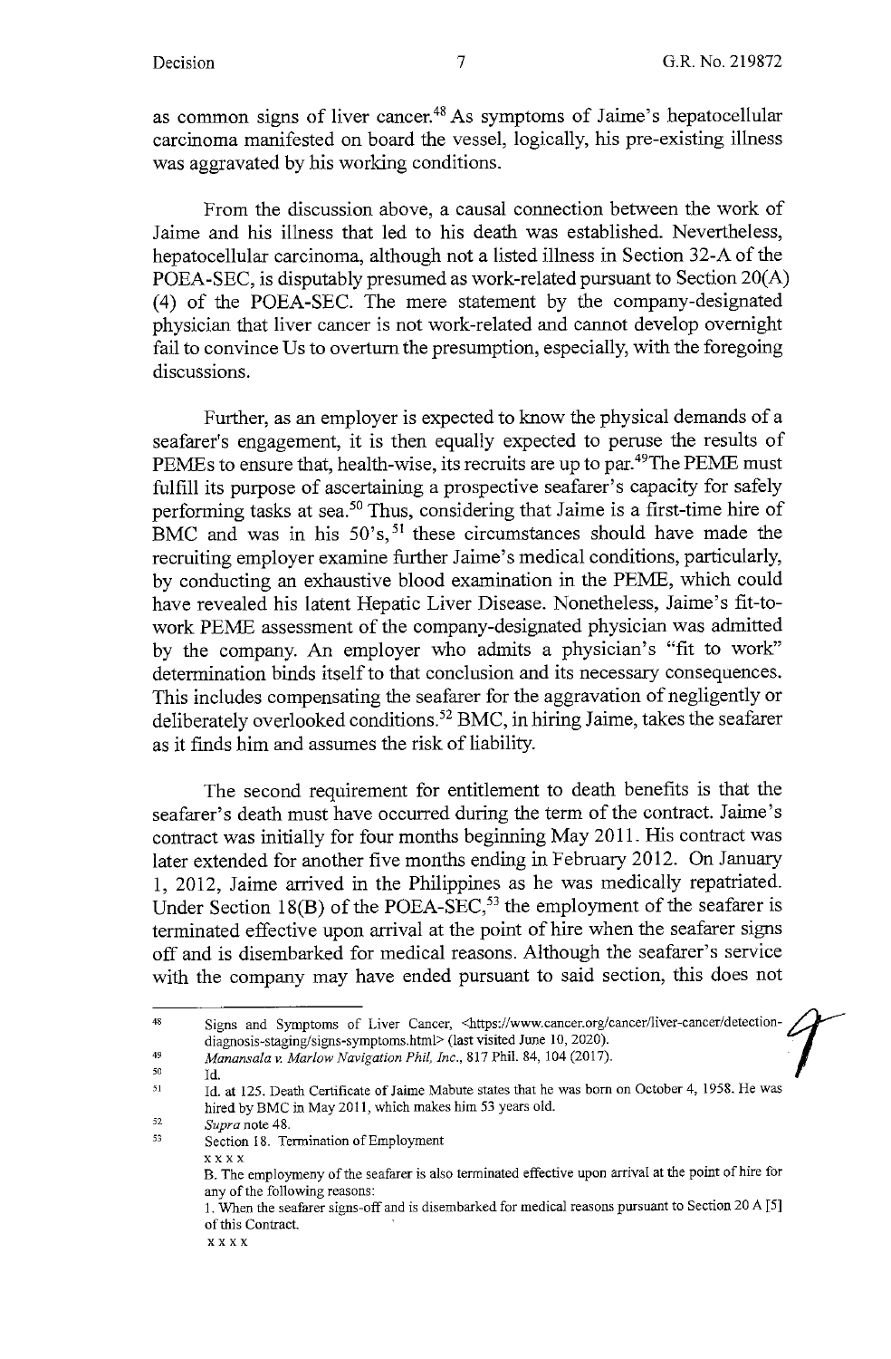as common signs of liver cancer.[48] As symptoms of Jaime's hepatocellular carcinoma manifested on board the vessel, logically, his pre-existing illness was aggravated by his working conditions.

From the discussion above, a causal connection between the work of Jaime and his illness that led to his death was established. Nevertheless, hepatocellular carcinoma, although not a listed illness in Section 32-A of the POEA-SEC, is disputably presumed as work-related pursuant to Section 20(A)(4) of the POEA-SEC. The mere statement by the company-designated physician that liver cancer is not work-related and cannot develop overnight fail to convince Us to overturn the presumption, especially, with the foregoing discussions.

Further, as an employer is expected to know the physical demands of a seafarer's engagement, it is then equally expected to peruse the results of PEMEs to ensure that, health-wise, its recruits are up to par.[49] The PEME must fulfill its purpose of ascertaining a prospective seafarer's capacity for safely performing tasks at sea.[50] Thus, considering that Jaime is a first-time hire of BMC and was in his 50's,[51] these circumstances should have made the recruiting employer examine further Jaime's medical conditions, particularly, by conducting an exhaustive blood examination in the PEME, which could have revealed his latent Hepatic Liver Disease. Nonetheless, Jaime's fit-to-work PEME assessment of the company-designated physician was admitted by the company. An employer who admits a physician's "fit to work" determination binds itself to that conclusion and its necessary consequences. This includes compensating the seafarer for the aggravation of negligently or deliberately overlooked conditions.[52] BMC, in hiring Jaime, takes the seafarer as it finds him and assumes the risk of liability.

The second requirement for entitlement to death benefits is that the seafarer's death must have occurred during the term of the contract. Jaime's contract was initially for four months beginning May 2011. His contract was later extended for another five months ending in February 2012. On January 1, 2012, Jaime arrived in the Philippines as he was medically repatriated. Under Section 18(B) of the POEA-SEC,[53] the employment of the seafarer is terminated effective upon arrival at the point of hire when the seafarer signs off and is disembarked for medical reasons. Although the seafarer's service with the company may have ended pursuant to said section, this does not

---

[48] Signs and Symptoms of Liver Cancer, <https://www.cancer.org/cancer/liver-cancer/detection-diagnosis-staging/signs-symptoms.html> (last visited June 10, 2020).

[49] *Manansala v. Marlow Navigation Phil, Inc.*, 817 Phil. 84, 104 (2017).

[50] Id.

[51] Id. at 125. Death Certificate of Jaime Mabute states that he was born on October 4, 1958. He was hired by BMC in May 2011, which makes him 53 years old.

[52] *Supra* note 48.

[53] Section 18. Termination of Employment

x x x x

B. The employmeny of the seafarer is also terminated effective upon arrival at the point of hire for any of the following reasons:

1. When the seafarer signs-off and is disembarked for medical reasons pursuant to Section 20 A [5] of this Contract.

x x x x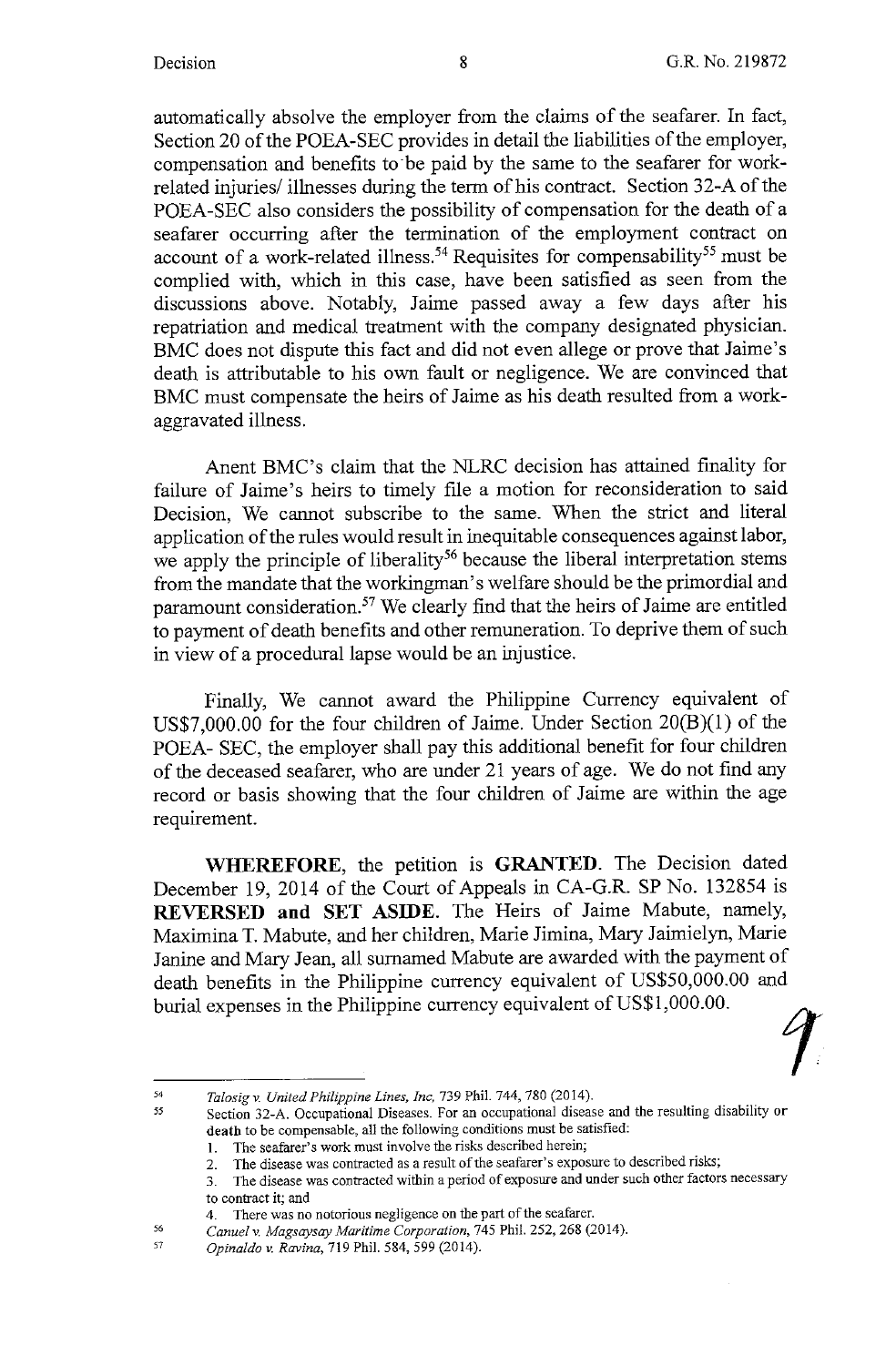automatically absolve the employer from the claims of the seafarer. In fact, Section 20 of the POEA-SEC provides in detail the liabilities of the employer, compensation and benefits to be paid by the same to the seafarer for work-related injuries/ illnesses during the term of his contract. Section 32-A of the POEA-SEC also considers the possibility of compensation for the death of a seafarer occurring after the termination of the employment contract on account of a work-related illness.[54] Requisites for compensability[55] must be complied with, which in this case, have been satisfied as seen from the discussions above. Notably, Jaime passed away a few days after his repatriation and medical treatment with the company designated physician. BMC does not dispute this fact and did not even allege or prove that Jaime's death is attributable to his own fault or negligence. We are convinced that BMC must compensate the heirs of Jaime as his death resulted from a work-aggravated illness.

Anent BMC's claim that the NLRC decision has attained finality for failure of Jaime's heirs to timely file a motion for reconsideration to said Decision, We cannot subscribe to the same. When the strict and literal application of the rules would result in inequitable consequences against labor, we apply the principle of liberality[56] because the liberal interpretation stems from the mandate that the workingman's welfare should be the primordial and paramount consideration.[57] We clearly find that the heirs of Jaime are entitled to payment of death benefits and other remuneration. To deprive them of such in view of a procedural lapse would be an injustice.

Finally, We cannot award the Philippine Currency equivalent of US$7,000.00 for the four children of Jaime. Under Section 20(B)(1) of the POEA- SEC, the employer shall pay this additional benefit for four children of the deceased seafarer, who are under 21 years of age. We do not find any record or basis showing that the four children of Jaime are within the age requirement.

**WHEREFORE**, the petition is **GRANTED**. The Decision dated December 19, 2014 of the Court of Appeals in CA-G.R. SP No. 132854 is **REVERSED and SET ASIDE**. The Heirs of Jaime Mabute, namely, Maximina T. Mabute, and her children, Marie Jimina, Mary Jaimielyn, Marie Janine and Mary Jean, all surnamed Mabute are awarded with the payment of death benefits in the Philippine currency equivalent of US$50,000.00 and burial expenses in the Philippine currency equivalent of US$1,000.00.

---

[54] *Talosig v. United Philippine Lines, Inc,* 739 Phil. 744, 780 (2014).

[55] Section 32-A. Occupational Diseases. For an occupational disease and the resulting disability or death to be compensable, all the following conditions must be satisfied:
1. The seafarer's work must involve the risks described herein;
2. The disease was contracted as a result of the seafarer's exposure to described risks;
3. The disease was contracted within a period of exposure and under such other factors necessary to contract it; and
4. There was no notorious negligence on the part of the seafarer.

[56] *Canuel v. Magsaysay Maritime Corporation,* 745 Phil. 252, 268 (2014).

[57] *Opinaldo v. Ravina,* 719 Phil. 584, 599 (2014).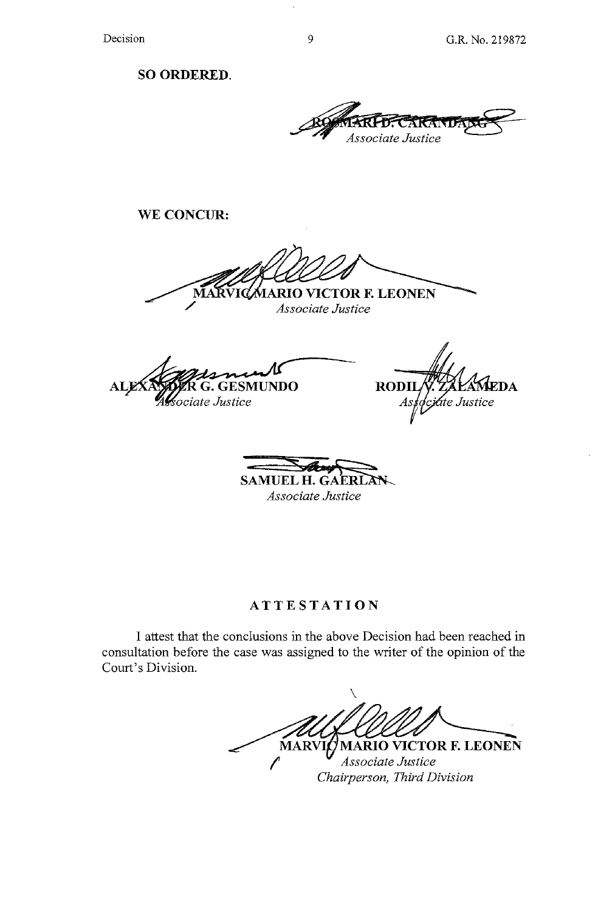**SO ORDERED.**

RICARDO R. ROSARIO / ROSMARI D. CARANDANG
*Associate Justice*

**WE CONCUR:**

**MARVIC MARIO VICTOR F. LEONEN**
*Associate Justice*

**ALEXANDER G. GESMUNDO**
*Associate Justice*

**RODIL V. ZALAMEDA**
*Associate Justice*

**SAMUEL H. GAERLAN**
*Associate Justice*

## ATTESTATION

I attest that the conclusions in the above Decision had been reached in consultation before the case was assigned to the writer of the opinion of the Court's Division.

**MARVIC MARIO VICTOR F. LEONEN**
*Associate Justice*
*Chairperson, Third Division*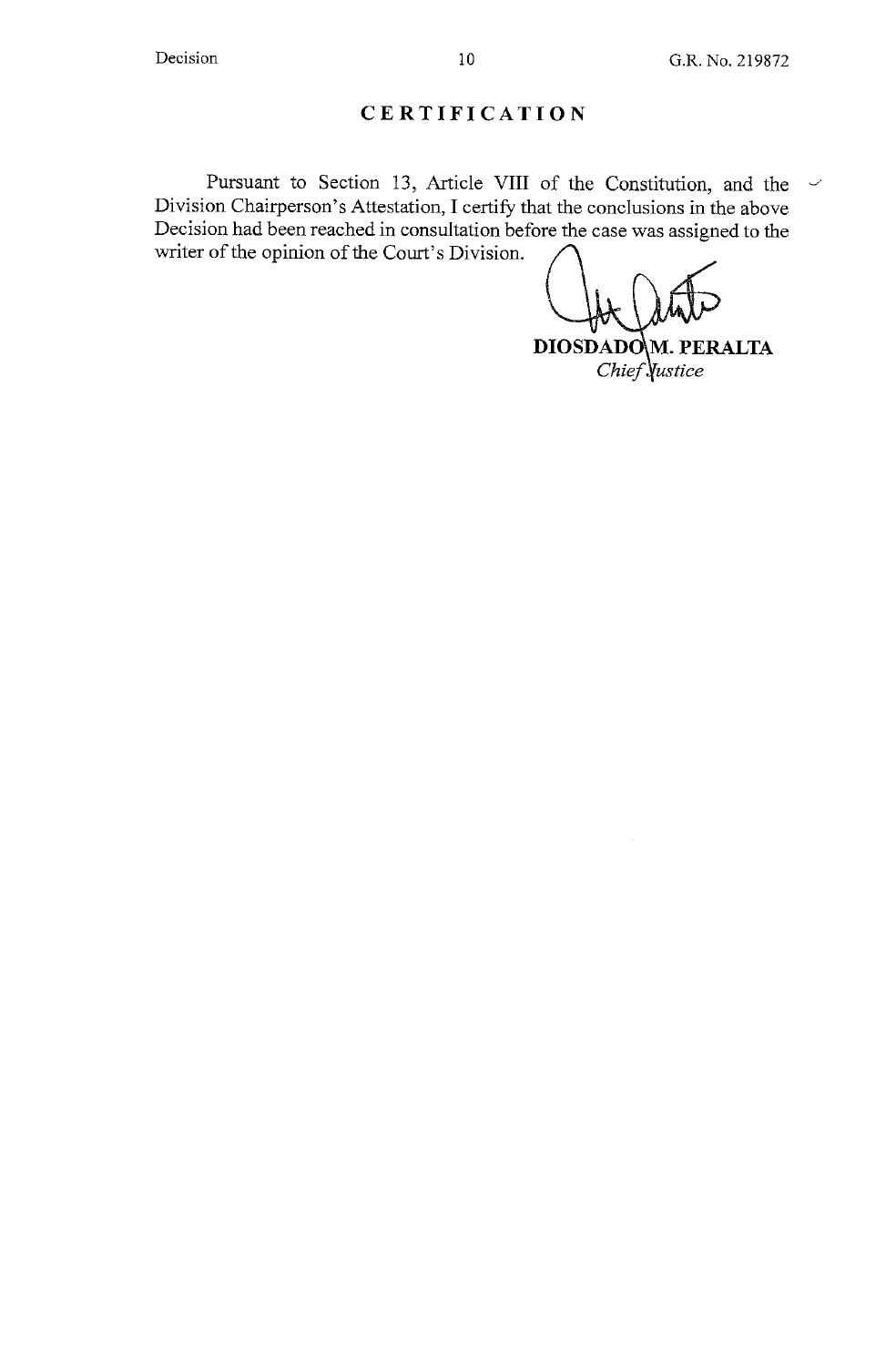## CERTIFICATION

Pursuant to Section 13, Article VIII of the Constitution, and the Division Chairperson's Attestation, I certify that the conclusions in the above Decision had been reached in consultation before the case was assigned to the writer of the opinion of the Court's Division.

**DIOSDADO M. PERALTA**
*Chief Justice*